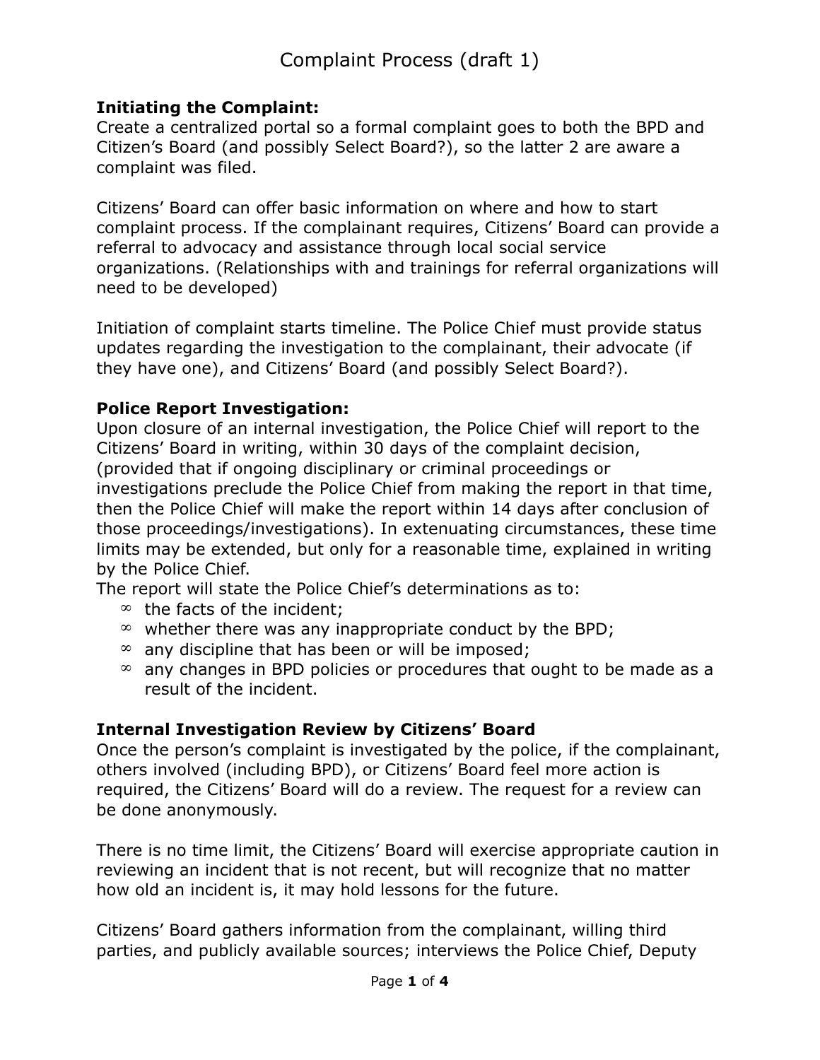# Complaint Process (draft 1)

**Initiating the Complaint:**
Create a centralized portal so a formal complaint goes to both the BPD and Citizen's Board (and possibly Select Board?), so the latter 2 are aware a complaint was filed.

Citizens' Board can offer basic information on where and how to start complaint process. If the complainant requires, Citizens' Board can provide a referral to advocacy and assistance through local social service organizations. (Relationships with and trainings for referral organizations will need to be developed)

Initiation of complaint starts timeline. The Police Chief must provide status updates regarding the investigation to the complainant, their advocate (if they have one), and Citizens' Board (and possibly Select Board?).

**Police Report Investigation:**
Upon closure of an internal investigation, the Police Chief will report to the Citizens' Board in writing, within 30 days of the complaint decision, (provided that if ongoing disciplinary or criminal proceedings or investigations preclude the Police Chief from making the report in that time, then the Police Chief will make the report within 14 days after conclusion of those proceedings/investigations). In extenuating circumstances, these time limits may be extended, but only for a reasonable time, explained in writing by the Police Chief.
The report will state the Police Chief's determinations as to:

- the facts of the incident;
- whether there was any inappropriate conduct by the BPD;
- any discipline that has been or will be imposed;
- any changes in BPD policies or procedures that ought to be made as a result of the incident.

**Internal Investigation Review by Citizens' Board**
Once the person's complaint is investigated by the police, if the complainant, others involved (including BPD), or Citizens' Board feel more action is required, the Citizens' Board will do a review. The request for a review can be done anonymously.

There is no time limit, the Citizens' Board will exercise appropriate caution in reviewing an incident that is not recent, but will recognize that no matter how old an incident is, it may hold lessons for the future.

Citizens' Board gathers information from the complainant, willing third parties, and publicly available sources; interviews the Police Chief, Deputy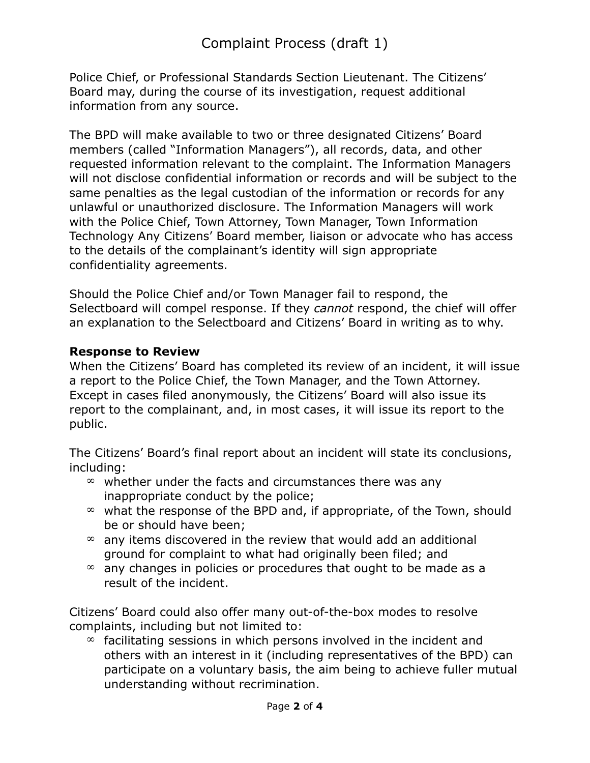Police Chief, or Professional Standards Section Lieutenant. The Citizens' Board may, during the course of its investigation, request additional information from any source.

The BPD will make available to two or three designated Citizens' Board members (called "Information Managers"), all records, data, and other requested information relevant to the complaint. The Information Managers will not disclose confidential information or records and will be subject to the same penalties as the legal custodian of the information or records for any unlawful or unauthorized disclosure. The Information Managers will work with the Police Chief, Town Attorney, Town Manager, Town Information Technology Any Citizens' Board member, liaison or advocate who has access to the details of the complainant's identity will sign appropriate confidentiality agreements.

Should the Police Chief and/or Town Manager fail to respond, the Selectboard will compel response. If they *cannot* respond, the chief will offer an explanation to the Selectboard and Citizens' Board in writing as to why.

**Response to Review**

When the Citizens' Board has completed its review of an incident, it will issue a report to the Police Chief, the Town Manager, and the Town Attorney. Except in cases filed anonymously, the Citizens' Board will also issue its report to the complainant, and, in most cases, it will issue its report to the public.

The Citizens' Board's final report about an incident will state its conclusions, including:

- whether under the facts and circumstances there was any inappropriate conduct by the police;
- what the response of the BPD and, if appropriate, of the Town, should be or should have been;
- any items discovered in the review that would add an additional ground for complaint to what had originally been filed; and
- any changes in policies or procedures that ought to be made as a result of the incident.

Citizens' Board could also offer many out-of-the-box modes to resolve complaints, including but not limited to:

- facilitating sessions in which persons involved in the incident and others with an interest in it (including representatives of the BPD) can participate on a voluntary basis, the aim being to achieve fuller mutual understanding without recrimination.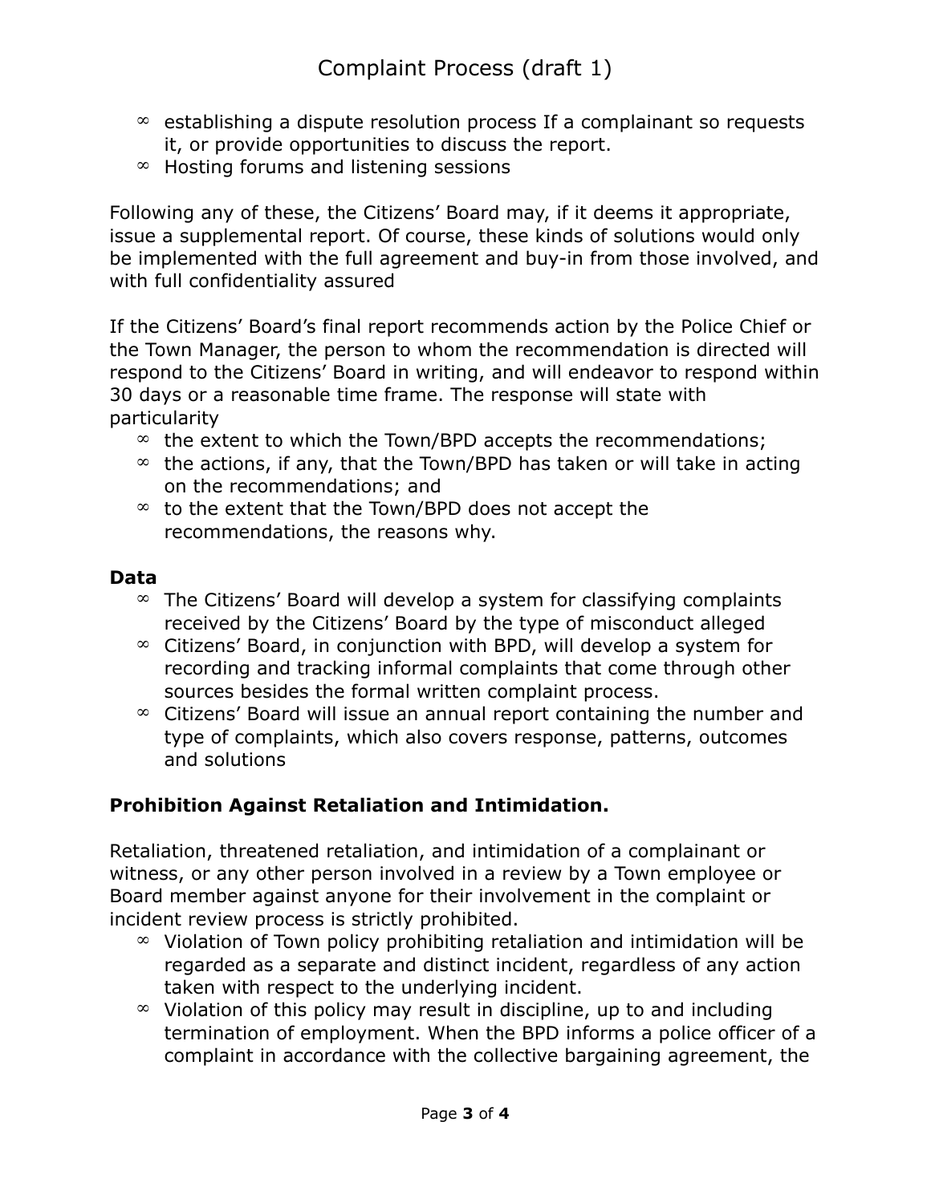- establishing a dispute resolution process If a complainant so requests it, or provide opportunities to discuss the report.
- Hosting forums and listening sessions

Following any of these, the Citizens' Board may, if it deems it appropriate, issue a supplemental report. Of course, these kinds of solutions would only be implemented with the full agreement and buy-in from those involved, and with full confidentiality assured

If the Citizens' Board's final report recommends action by the Police Chief or the Town Manager, the person to whom the recommendation is directed will respond to the Citizens' Board in writing, and will endeavor to respond within 30 days or a reasonable time frame. The response will state with particularity

- the extent to which the Town/BPD accepts the recommendations;
- the actions, if any, that the Town/BPD has taken or will take in acting on the recommendations; and
- to the extent that the Town/BPD does not accept the recommendations, the reasons why.

**Data**

- The Citizens' Board will develop a system for classifying complaints received by the Citizens' Board by the type of misconduct alleged
- Citizens' Board, in conjunction with BPD, will develop a system for recording and tracking informal complaints that come through other sources besides the formal written complaint process.
- Citizens' Board will issue an annual report containing the number and type of complaints, which also covers response, patterns, outcomes and solutions

**Prohibition Against Retaliation and Intimidation.**

Retaliation, threatened retaliation, and intimidation of a complainant or witness, or any other person involved in a review by a Town employee or Board member against anyone for their involvement in the complaint or incident review process is strictly prohibited.

- Violation of Town policy prohibiting retaliation and intimidation will be regarded as a separate and distinct incident, regardless of any action taken with respect to the underlying incident.
- Violation of this policy may result in discipline, up to and including termination of employment. When the BPD informs a police officer of a complaint in accordance with the collective bargaining agreement, the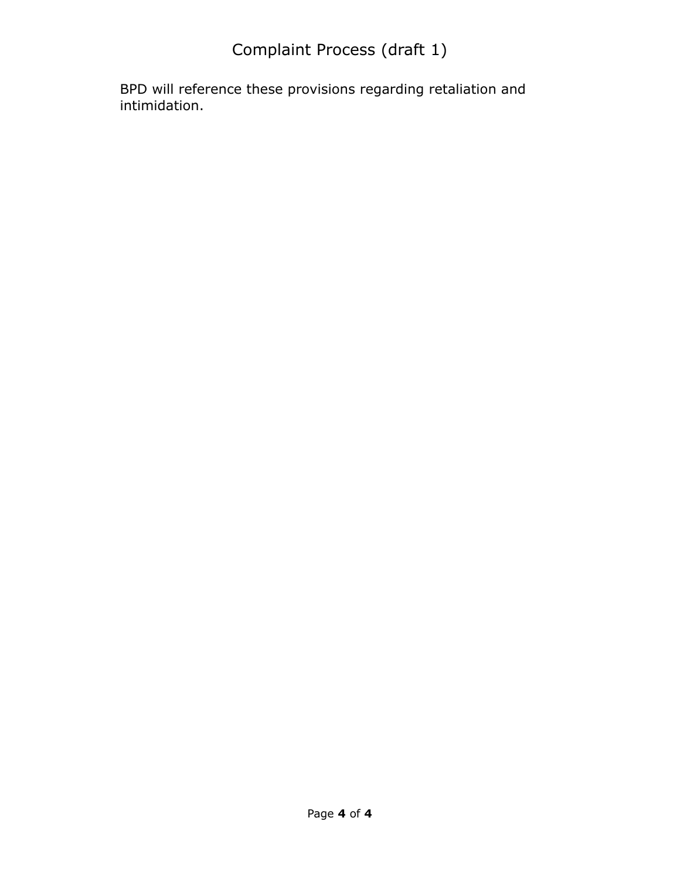BPD will reference these provisions regarding retaliation and intimidation.